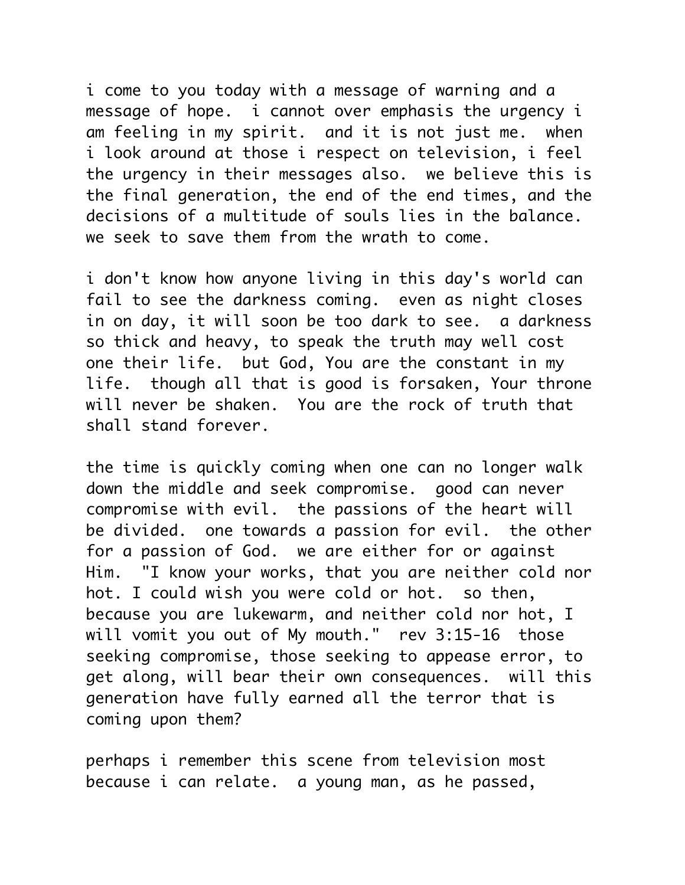i come to you today with a message of warning and a message of hope. i cannot over emphasis the urgency i am feeling in my spirit. and it is not just me. when i look around at those i respect on television, i feel the urgency in their messages also. we believe this is the final generation, the end of the end times, and the decisions of a multitude of souls lies in the balance. we seek to save them from the wrath to come.

i don't know how anyone living in this day's world can fail to see the darkness coming. even as night closes in on day, it will soon be too dark to see. a darkness so thick and heavy, to speak the truth may well cost one their life. but God, You are the constant in my life. though all that is good is forsaken, Your throne will never be shaken. You are the rock of truth that shall stand forever.

the time is quickly coming when one can no longer walk down the middle and seek compromise. good can never compromise with evil. the passions of the heart will be divided. one towards a passion for evil. the other for a passion of God. we are either for or against Him. "I know your works, that you are neither cold nor hot. I could wish you were cold or hot. so then, because you are lukewarm, and neither cold nor hot, I will vomit you out of My mouth." rev 3:15-16 those seeking compromise, those seeking to appease error, to get along, will bear their own consequences. will this generation have fully earned all the terror that is coming upon them?

perhaps i remember this scene from television most because i can relate. a young man, as he passed,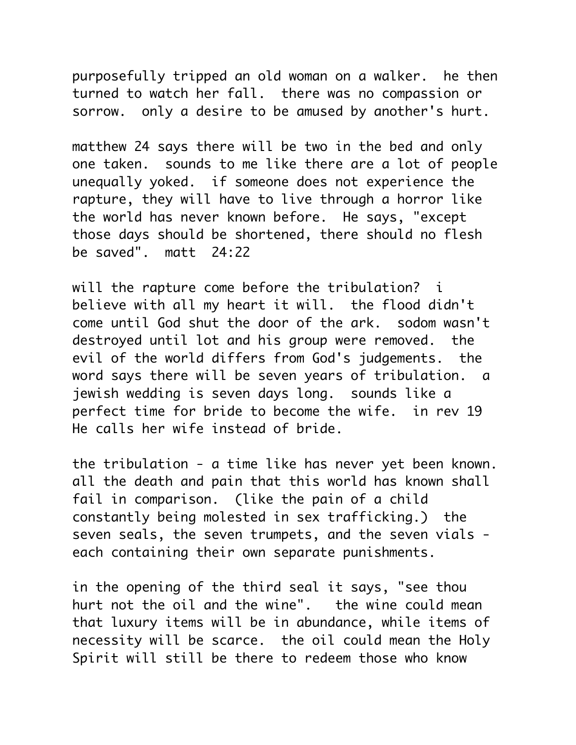purposefully tripped an old woman on a walker.  he then turned to watch her fall.  there was no compassion or sorrow.  only a desire to be amused by another's hurt.

matthew 24 says there will be two in the bed and only one taken.  sounds to me like there are a lot of people unequally yoked.  if someone does not experience the rapture, they will have to live through a horror like the world has never known before.  He says, "except those days should be shortened, there should no flesh be saved".  matt 24:22

will the rapture come before the tribulation?  i believe with all my heart it will.  the flood didn't come until God shut the door of the ark.  sodom wasn't destroyed until lot and his group were removed.  the evil of the world differs from God's judgements.  the word says there will be seven years of tribulation.  a jewish wedding is seven days long.  sounds like a perfect time for bride to become the wife.  in rev 19 He calls her wife instead of bride.

the tribulation - a time like has never yet been known.  all the death and pain that this world has known shall fail in comparison.  (like the pain of a child constantly being molested in sex trafficking.)  the seven seals, the seven trumpets, and the seven vials - each containing their own separate punishments.

in the opening of the third seal it says, "see thou hurt not the oil and the wine".   the wine could mean that luxury items will be in abundance, while items of necessity will be scarce.  the oil could mean the Holy Spirit will still be there to redeem those who know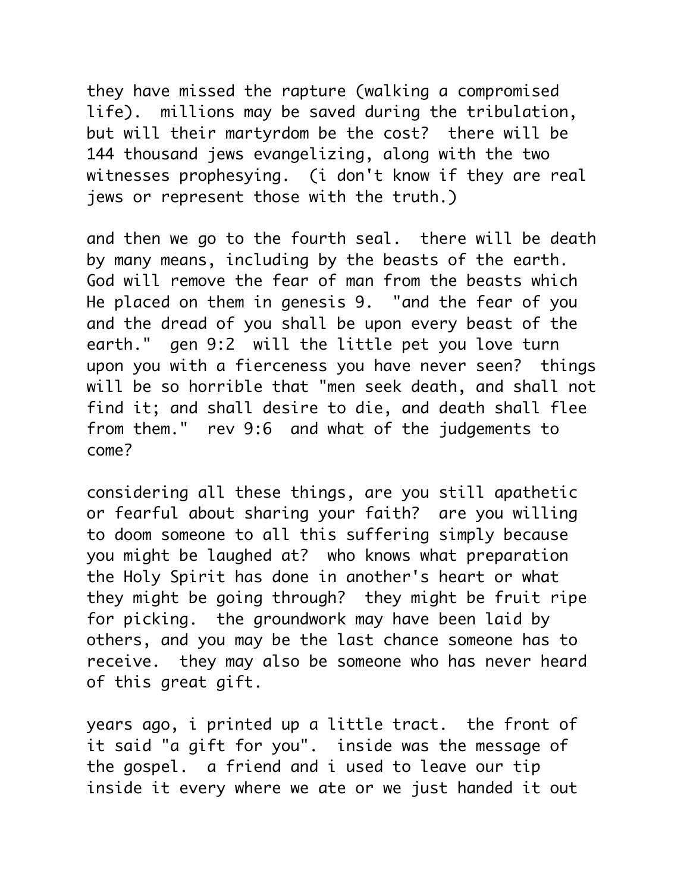they have missed the rapture (walking a compromised life).  millions may be saved during the tribulation, but will their martyrdom be the cost?  there will be 144 thousand jews evangelizing, along with the two witnesses prophesying.  (i don't know if they are real jews or represent those with the truth.)

and then we go to the fourth seal.  there will be death by many means, including by the beasts of the earth.  God will remove the fear of man from the beasts which He placed on them in genesis 9.  "and the fear of you and the dread of you shall be upon every beast of the earth."  gen 9:2  will the little pet you love turn upon you with a fierceness you have never seen?  things will be so horrible that "men seek death, and shall not find it; and shall desire to die, and death shall flee from them."  rev 9:6  and what of the judgements to come?

considering all these things, are you still apathetic or fearful about sharing your faith?  are you willing to doom someone to all this suffering simply because you might be laughed at?  who knows what preparation the Holy Spirit has done in another's heart or what they might be going through?  they might be fruit ripe for picking.  the groundwork may have been laid by others, and you may be the last chance someone has to receive.  they may also be someone who has never heard of this great gift.

years ago, i printed up a little tract.  the front of it said "a gift for you".  inside was the message of the gospel.  a friend and i used to leave our tip inside it every where we ate or we just handed it out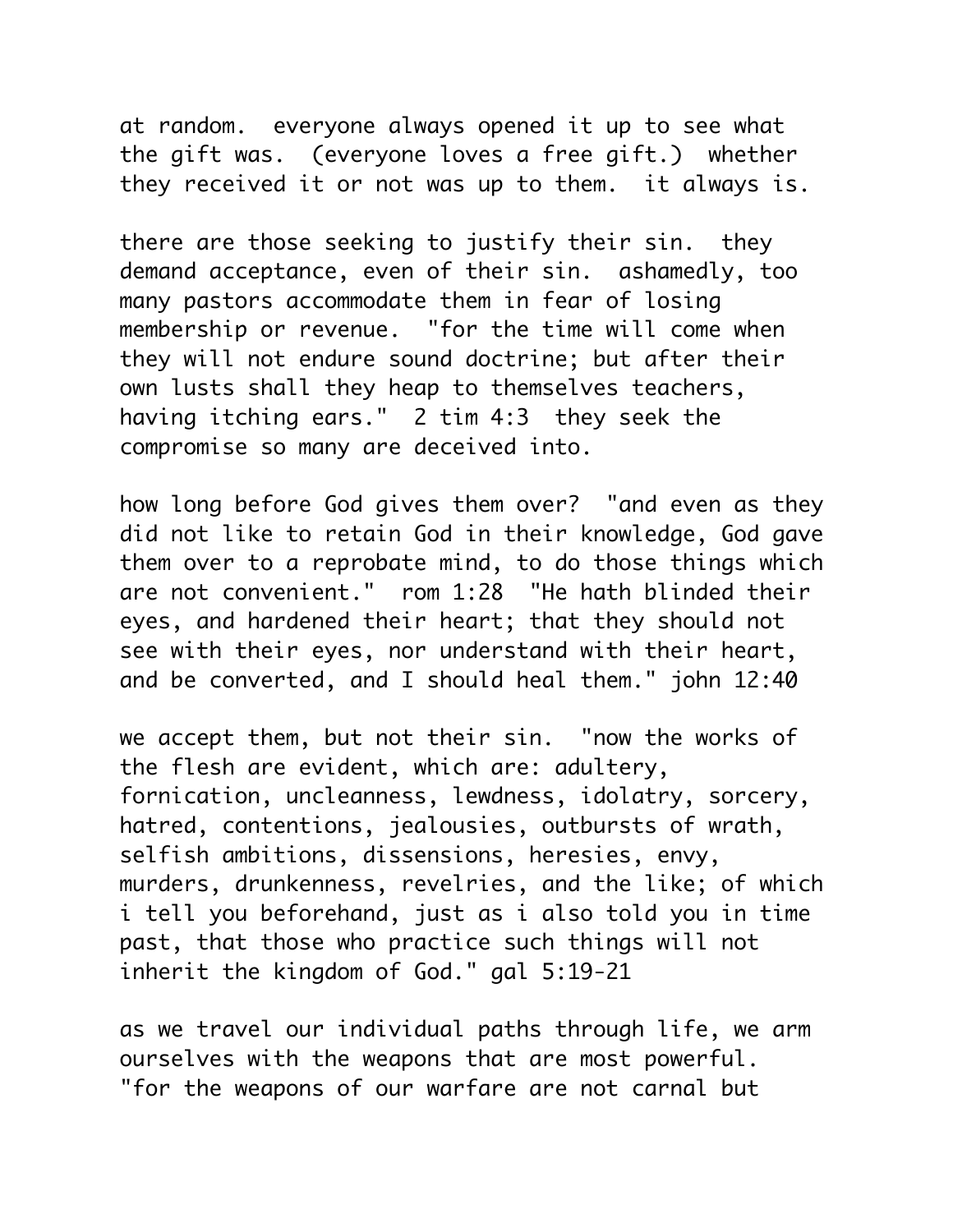at random. everyone always opened it up to see what the gift was. (everyone loves a free gift.) whether they received it or not was up to them. it always is.

there are those seeking to justify their sin. they demand acceptance, even of their sin. ashamedly, too many pastors accommodate them in fear of losing membership or revenue. "for the time will come when they will not endure sound doctrine; but after their own lusts shall they heap to themselves teachers, having itching ears." 2 tim 4:3 they seek the compromise so many are deceived into.

how long before God gives them over? "and even as they did not like to retain God in their knowledge, God gave them over to a reprobate mind, to do those things which are not convenient." rom 1:28 "He hath blinded their eyes, and hardened their heart; that they should not see with their eyes, nor understand with their heart, and be converted, and I should heal them." john 12:40

we accept them, but not their sin. "now the works of the flesh are evident, which are: adultery, fornication, uncleanness, lewdness, idolatry, sorcery, hatred, contentions, jealousies, outbursts of wrath, selfish ambitions, dissensions, heresies, envy, murders, drunkenness, revelries, and the like; of which i tell you beforehand, just as i also told you in time past, that those who practice such things will not inherit the kingdom of God." gal 5:19-21

as we travel our individual paths through life, we arm ourselves with the weapons that are most powerful. "for the weapons of our warfare are not carnal but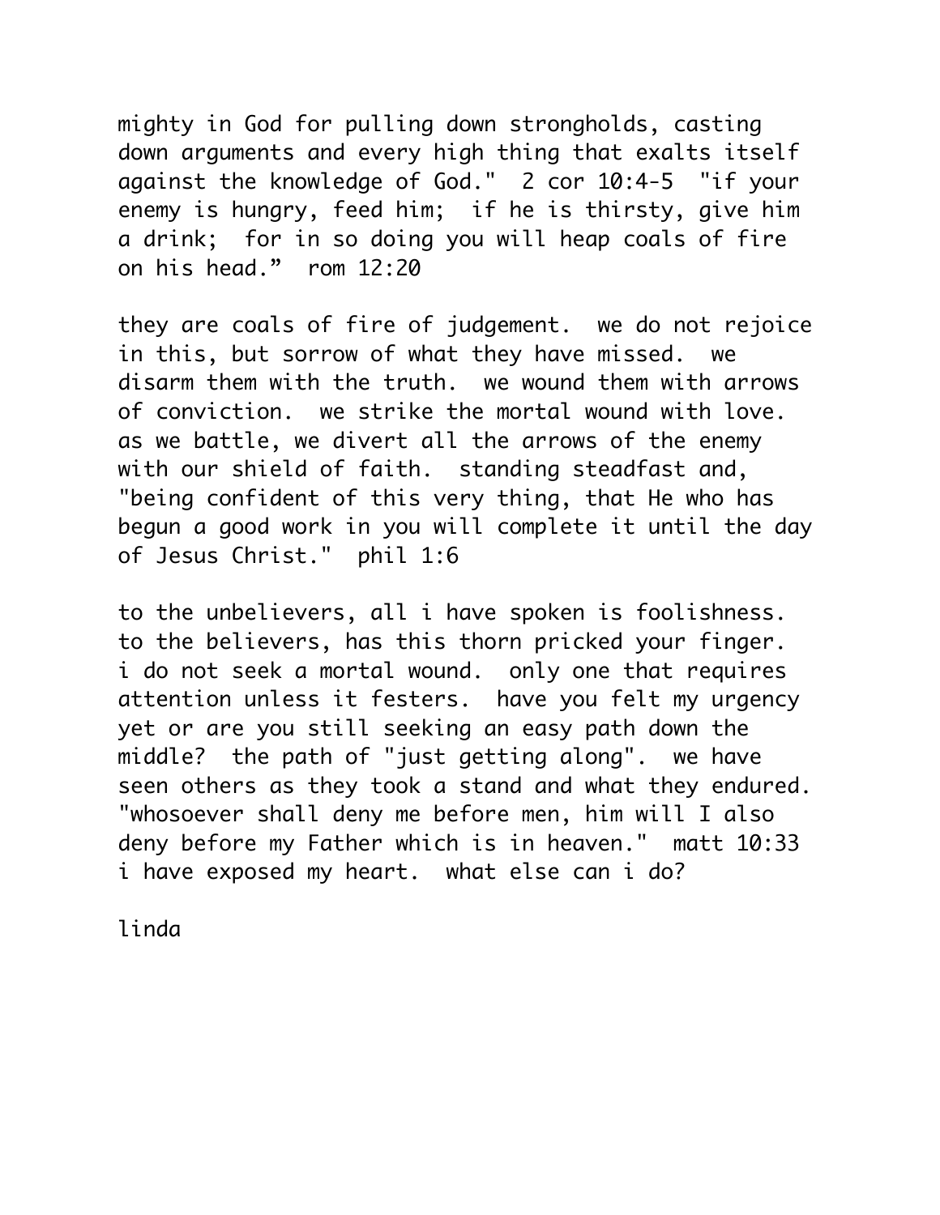mighty in God for pulling down strongholds, casting down arguments and every high thing that exalts itself against the knowledge of God."  2 cor 10:4-5  "if your enemy is hungry, feed him;  if he is thirsty, give him a drink;  for in so doing you will heap coals of fire on his head."  rom 12:20

they are coals of fire of judgement.  we do not rejoice in this, but sorrow of what they have missed.  we disarm them with the truth.  we wound them with arrows of conviction.  we strike the mortal wound with love.  as we battle, we divert all the arrows of the enemy with our shield of faith.  standing steadfast and, "being confident of this very thing, that He who has begun a good work in you will complete it until the day of Jesus Christ."  phil 1:6

to the unbelievers, all i have spoken is foolishness.  to the believers, has this thorn pricked your finger.  i do not seek a mortal wound.  only one that requires attention unless it festers.  have you felt my urgency yet or are you still seeking an easy path down the middle?  the path of "just getting along".  we have seen others as they took a stand and what they endured.  "whosoever shall deny me before men, him will I also deny before my Father which is in heaven."  matt 10:33  i have exposed my heart.  what else can i do?

linda